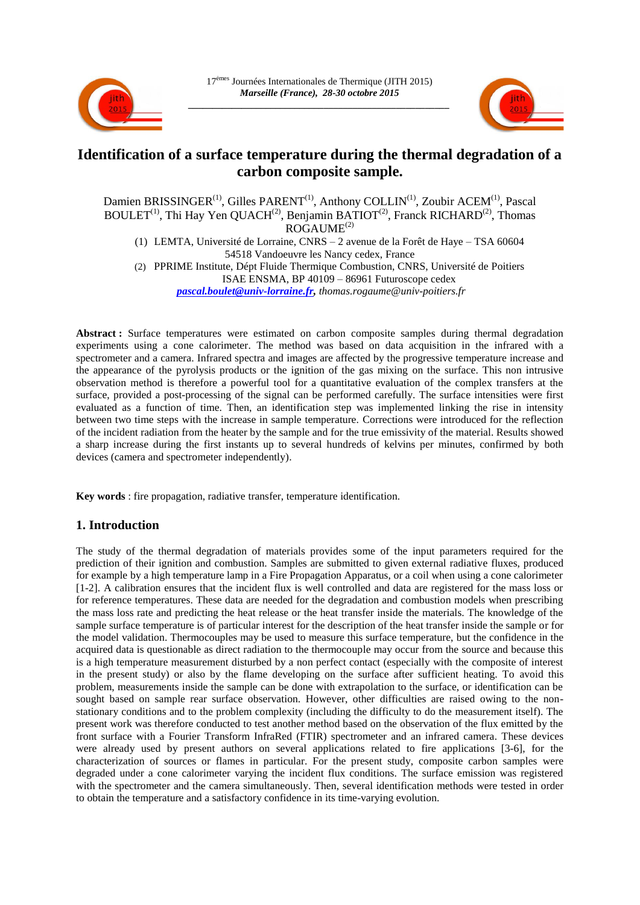17èmes Journées Internationales de Thermique (JITH 2015)
*Marseille (France), 28-30 octobre 2015*

# Identification of a surface temperature during the thermal degradation of a carbon composite sample.

Damien BRISSINGER(1), Gilles PARENT(1), Anthony COLLIN(1), Zoubir ACEM(1), Pascal BOULET(1), Thi Hay Yen QUACH(2), Benjamin BATIOT(2), Franck RICHARD(2), Thomas ROGAUME(2)

(1) LEMTA, Université de Lorraine, CNRS – 2 avenue de la Forêt de Haye – TSA 60604 54518 Vandoeuvre les Nancy cedex, France

(2) PPRIME Institute, Dépt Fluide Thermique Combustion, CNRS, Université de Poitiers ISAE ENSMA, BP 40109 – 86961 Futuroscope cedex

*pascal.boulet@univ-lorraine.fr, thomas.rogaume@univ-poitiers.fr*

**Abstract :** Surface temperatures were estimated on carbon composite samples during thermal degradation experiments using a cone calorimeter. The method was based on data acquisition in the infrared with a spectrometer and a camera. Infrared spectra and images are affected by the progressive temperature increase and the appearance of the pyrolysis products or the ignition of the gas mixing on the surface. This non intrusive observation method is therefore a powerful tool for a quantitative evaluation of the complex transfers at the surface, provided a post-processing of the signal can be performed carefully. The surface intensities were first evaluated as a function of time. Then, an identification step was implemented linking the rise in intensity between two time steps with the increase in sample temperature. Corrections were introduced for the reflection of the incident radiation from the heater by the sample and for the true emissivity of the material. Results showed a sharp increase during the first instants up to several hundreds of kelvins per minutes, confirmed by both devices (camera and spectrometer independently).

**Key words** : fire propagation, radiative transfer, temperature identification.

## 1. Introduction

The study of the thermal degradation of materials provides some of the input parameters required for the prediction of their ignition and combustion. Samples are submitted to given external radiative fluxes, produced for example by a high temperature lamp in a Fire Propagation Apparatus, or a coil when using a cone calorimeter [1-2]. A calibration ensures that the incident flux is well controlled and data are registered for the mass loss or for reference temperatures. These data are needed for the degradation and combustion models when prescribing the mass loss rate and predicting the heat release or the heat transfer inside the materials. The knowledge of the sample surface temperature is of particular interest for the description of the heat transfer inside the sample or for the model validation. Thermocouples may be used to measure this surface temperature, but the confidence in the acquired data is questionable as direct radiation to the thermocouple may occur from the source and because this is a high temperature measurement disturbed by a non perfect contact (especially with the composite of interest in the present study) or also by the flame developing on the surface after sufficient heating. To avoid this problem, measurements inside the sample can be done with extrapolation to the surface, or identification can be sought based on sample rear surface observation. However, other difficulties are raised owing to the non-stationary conditions and to the problem complexity (including the difficulty to do the measurement itself). The present work was therefore conducted to test another method based on the observation of the flux emitted by the front surface with a Fourier Transform InfraRed (FTIR) spectrometer and an infrared camera. These devices were already used by present authors on several applications related to fire applications [3-6], for the characterization of sources or flames in particular. For the present study, composite carbon samples were degraded under a cone calorimeter varying the incident flux conditions. The surface emission was registered with the spectrometer and the camera simultaneously. Then, several identification methods were tested in order to obtain the temperature and a satisfactory confidence in its time-varying evolution.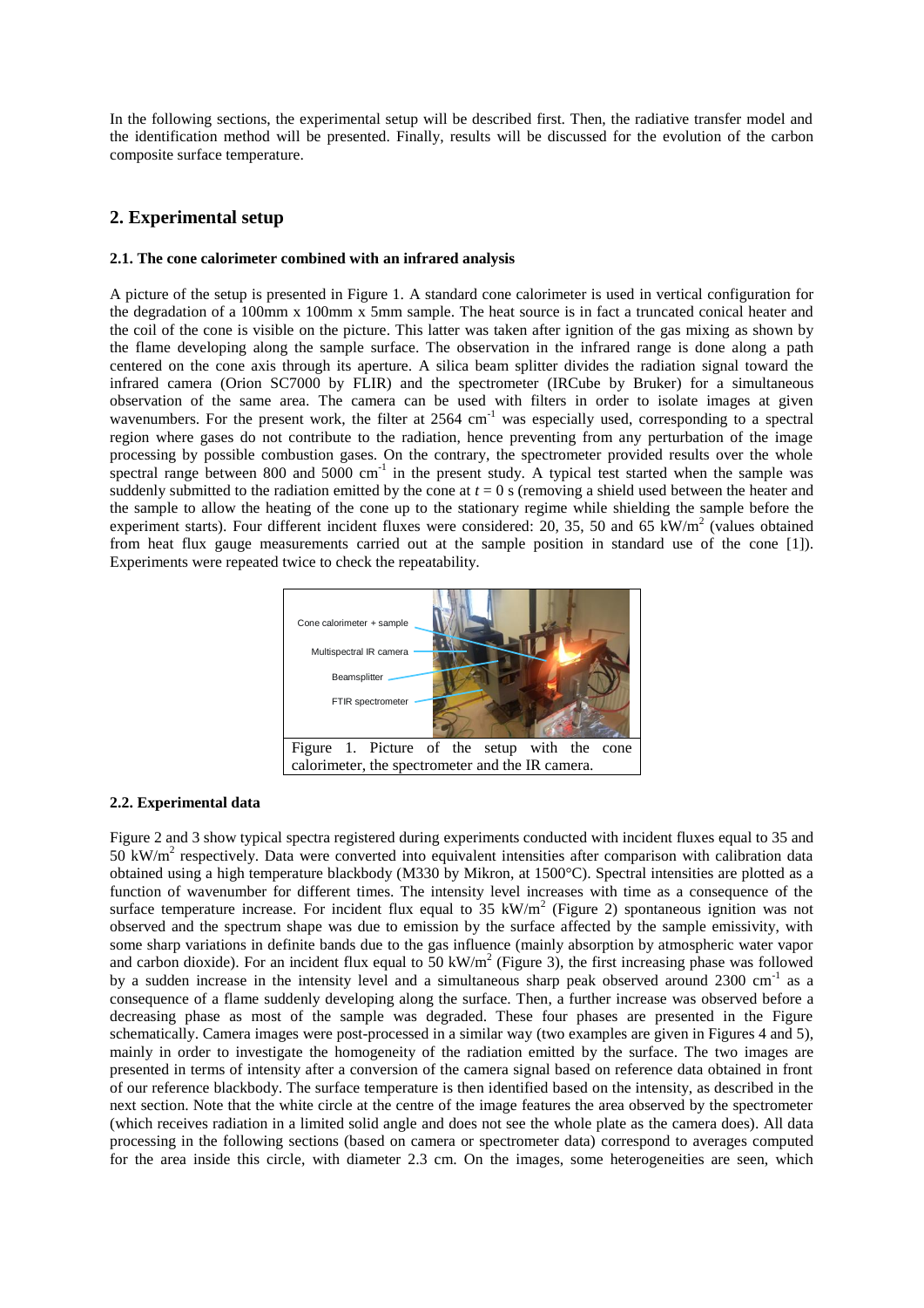In the following sections, the experimental setup will be described first. Then, the radiative transfer model and the identification method will be presented. Finally, results will be discussed for the evolution of the carbon composite surface temperature.

## 2. Experimental setup

### 2.1. The cone calorimeter combined with an infrared analysis

A picture of the setup is presented in Figure 1. A standard cone calorimeter is used in vertical configuration for the degradation of a 100mm x 100mm x 5mm sample. The heat source is in fact a truncated conical heater and the coil of the cone is visible on the picture. This latter was taken after ignition of the gas mixing as shown by the flame developing along the sample surface. The observation in the infrared range is done along a path centered on the cone axis through its aperture. A silica beam splitter divides the radiation signal toward the infrared camera (Orion SC7000 by FLIR) and the spectrometer (IRCube by Bruker) for a simultaneous observation of the same area. The camera can be used with filters in order to isolate images at given wavenumbers. For the present work, the filter at 2564 cm$^{-1}$ was especially used, corresponding to a spectral region where gases do not contribute to the radiation, hence preventing from any perturbation of the image processing by possible combustion gases. On the contrary, the spectrometer provided results over the whole spectral range between 800 and 5000 cm$^{-1}$ in the present study. A typical test started when the sample was suddenly submitted to the radiation emitted by the cone at $t = 0$ s (removing a shield used between the heater and the sample to allow the heating of the cone up to the stationary regime while shielding the sample before the experiment starts). Four different incident fluxes were considered: 20, 35, 50 and 65 kW/m$^2$ (values obtained from heat flux gauge measurements carried out at the sample position in standard use of the cone [1]). Experiments were repeated twice to check the repeatability.

Cone calorimeter + sample
Multispectral IR camera
Beamsplitter
FTIR spectrometer

Figure 1. Picture of the setup with the cone calorimeter, the spectrometer and the IR camera.

### 2.2. Experimental data

Figure 2 and 3 show typical spectra registered during experiments conducted with incident fluxes equal to 35 and 50 kW/m$^2$ respectively. Data were converted into equivalent intensities after comparison with calibration data obtained using a high temperature blackbody (M330 by Mikron, at 1500°C). Spectral intensities are plotted as a function of wavenumber for different times. The intensity level increases with time as a consequence of the surface temperature increase. For incident flux equal to 35 kW/m$^2$ (Figure 2) spontaneous ignition was not observed and the spectrum shape was due to emission by the surface affected by the sample emissivity, with some sharp variations in definite bands due to the gas influence (mainly absorption by atmospheric water vapor and carbon dioxide). For an incident flux equal to 50 kW/m$^2$ (Figure 3), the first increasing phase was followed by a sudden increase in the intensity level and a simultaneous sharp peak observed around 2300 cm$^{-1}$ as a consequence of a flame suddenly developing along the surface. Then, a further increase was observed before a decreasing phase as most of the sample was degraded. These four phases are presented in the Figure schematically. Camera images were post-processed in a similar way (two examples are given in Figures 4 and 5), mainly in order to investigate the homogeneity of the radiation emitted by the surface. The two images are presented in terms of intensity after a conversion of the camera signal based on reference data obtained in front of our reference blackbody. The surface temperature is then identified based on the intensity, as described in the next section. Note that the white circle at the centre of the image features the area observed by the spectrometer (which receives radiation in a limited solid angle and does not see the whole plate as the camera does). All data processing in the following sections (based on camera or spectrometer data) correspond to averages computed for the area inside this circle, with diameter 2.3 cm. On the images, some heterogeneities are seen, which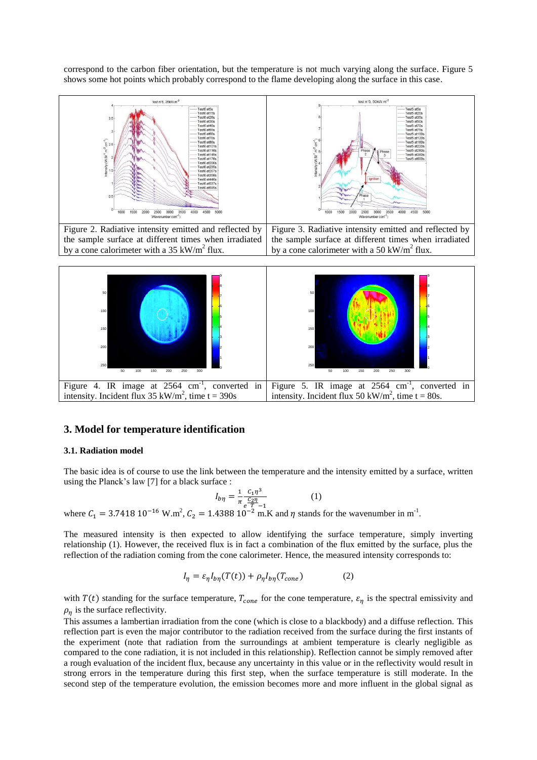correspond to the carbon fiber orientation, but the temperature is not much varying along the surface. Figure 5 shows some hot points which probably correspond to the flame developing along the surface in this case.

Figure 2. Radiative intensity emitted and reflected by the sample surface at different times when irradiated by a cone calorimeter with a 35 kW/m$^2$ flux.

Figure 3. Radiative intensity emitted and reflected by the sample surface at different times when irradiated by a cone calorimeter with a 50 kW/m$^2$ flux.

Figure 4. IR image at 2564 cm$^{-1}$, converted in intensity. Incident flux 35 kW/m$^2$, time t = 390s

Figure 5. IR image at 2564 cm$^{-1}$, converted in intensity. Incident flux 50 kW/m$^2$, time t = 80s.

## 3. Model for temperature identification

### 3.1. Radiation model

The basic idea is of course to use the link between the temperature and the intensity emitted by a surface, written using the Planck's law [7] for a black surface :

$$I_{b\eta} = \frac{1}{\pi} \frac{C_1 \eta^3}{e^{\frac{C_2 \eta}{T}} - 1} \qquad (1)$$

where $C_1 = 3.7418\ 10^{-16}$ W.m$^2$, $C_2 = 1.4388\ 10^{-2}$ m.K and $\eta$ stands for the wavenumber in m$^{-1}$.

The measured intensity is then expected to allow identifying the surface temperature, simply inverting relationship (1). However, the received flux is in fact a combination of the flux emitted by the surface, plus the reflection of the radiation coming from the cone calorimeter. Hence, the measured intensity corresponds to:

$$I_\eta = \varepsilon_\eta I_{b\eta}(T(t)) + \rho_\eta I_{b\eta}(T_{cone}) \qquad (2)$$

with $T(t)$ standing for the surface temperature, $T_{cone}$ for the cone temperature, $\varepsilon_\eta$ is the spectral emissivity and $\rho_\eta$ is the surface reflectivity.

This assumes a lambertian irradiation from the cone (which is close to a blackbody) and a diffuse reflection. This reflection part is even the major contributor to the radiation received from the surface during the first instants of the experiment (note that radiation from the surroundings at ambient temperature is clearly negligible as compared to the cone radiation, it is not included in this relationship). Reflection cannot be simply removed after a rough evaluation of the incident flux, because any uncertainty in this value or in the reflectivity would result in strong errors in the temperature during this first step, when the surface temperature is still moderate. In the second step of the temperature evolution, the emission becomes more and more influent in the global signal as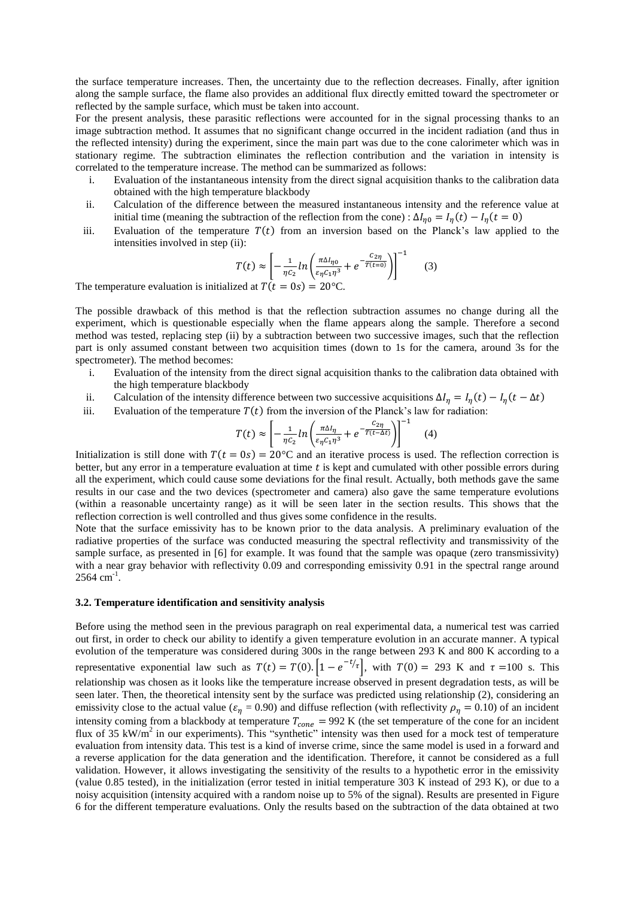the surface temperature increases. Then, the uncertainty due to the reflection decreases. Finally, after ignition along the sample surface, the flame also provides an additional flux directly emitted toward the spectrometer or reflected by the sample surface, which must be taken into account.

For the present analysis, these parasitic reflections were accounted for in the signal processing thanks to an image subtraction method. It assumes that no significant change occurred in the incident radiation (and thus in the reflected intensity) during the experiment, since the main part was due to the cone calorimeter which was in stationary regime. The subtraction eliminates the reflection contribution and the variation in intensity is correlated to the temperature increase. The method can be summarized as follows:

i. Evaluation of the instantaneous intensity from the direct signal acquisition thanks to the calibration data obtained with the high temperature blackbody
ii. Calculation of the difference between the measured instantaneous intensity and the reference value at initial time (meaning the subtraction of the reflection from the cone) : $\Delta I_{\eta 0} = I_\eta(t) - I_\eta(t=0)$
iii. Evaluation of the temperature $T(t)$ from an inversion based on the Planck's law applied to the intensities involved in step (ii):

$$T(t) \approx \left[ -\frac{1}{\eta C_2} ln\left( \frac{\pi \Delta I_{\eta 0}}{\varepsilon_\eta C_1 \eta^3} + e^{-\frac{C_{2\eta}}{T(t=0)}} \right) \right]^{-1} \quad (3)$$

The temperature evaluation is initialized at $T(t = 0s) = 20°C$.

The possible drawback of this method is that the reflection subtraction assumes no change during all the experiment, which is questionable especially when the flame appears along the sample. Therefore a second method was tested, replacing step (ii) by a subtraction between two successive images, such that the reflection part is only assumed constant between two acquisition times (down to 1s for the camera, around 3s for the spectrometer). The method becomes:

i. Evaluation of the intensity from the direct signal acquisition thanks to the calibration data obtained with the high temperature blackbody
ii. Calculation of the intensity difference between two successive acquisitions $\Delta I_\eta = I_\eta(t) - I_\eta(t - \Delta t)$
iii. Evaluation of the temperature $T(t)$ from the inversion of the Planck's law for radiation:

$$T(t) \approx \left[ -\frac{1}{\eta C_2} ln\left( \frac{\pi \Delta I_\eta}{\varepsilon_\eta C_1 \eta^3} + e^{-\frac{C_{2\eta}}{T(t-\Delta t)}} \right) \right]^{-1} \quad (4)$$

Initialization is still done with $T(t = 0s) = 20°C$ and an iterative process is used. The reflection correction is better, but any error in a temperature evaluation at time $t$ is kept and cumulated with other possible errors during all the experiment, which could cause some deviations for the final result. Actually, both methods gave the same results in our case and the two devices (spectrometer and camera) also gave the same temperature evolutions (within a reasonable uncertainty range) as it will be seen later in the section results. This shows that the reflection correction is well controlled and thus gives some confidence in the results.

Note that the surface emissivity has to be known prior to the data analysis. A preliminary evaluation of the radiative properties of the surface was conducted measuring the spectral reflectivity and transmissivity of the sample surface, as presented in [6] for example. It was found that the sample was opaque (zero transmissivity) with a near gray behavior with reflectivity 0.09 and corresponding emissivity 0.91 in the spectral range around 2564 $cm^{-1}$.

### 3.2. Temperature identification and sensitivity analysis

Before using the method seen in the previous paragraph on real experimental data, a numerical test was carried out first, in order to check our ability to identify a given temperature evolution in an accurate manner. A typical evolution of the temperature was considered during 300s in the range between 293 K and 800 K according to a representative exponential law such as $T(t) = T(0).\left[1 - e^{-t/\tau}\right]$, with $T(0) = 293$ K and $\tau = 100$ s. This relationship was chosen as it looks like the temperature increase observed in present degradation tests, as will be seen later. Then, the theoretical intensity sent by the surface was predicted using relationship (2), considering an emissivity close to the actual value ($\varepsilon_\eta = 0.90$) and diffuse reflection (with reflectivity $\rho_\eta = 0.10$) of an incident intensity coming from a blackbody at temperature $T_{cone} = 992$ K (the set temperature of the cone for an incident flux of 35 $kW/m^2$ in our experiments). This "synthetic" intensity was then used for a mock test of temperature evaluation from intensity data. This test is a kind of inverse crime, since the same model is used in a forward and a reverse application for the data generation and the identification. Therefore, it cannot be considered as a full validation. However, it allows investigating the sensitivity of the results to a hypothetic error in the emissivity (value 0.85 tested), in the initialization (error tested in initial temperature 303 K instead of 293 K), or due to a noisy acquisition (intensity acquired with a random noise up to 5% of the signal). Results are presented in Figure 6 for the different temperature evaluations. Only the results based on the subtraction of the data obtained at two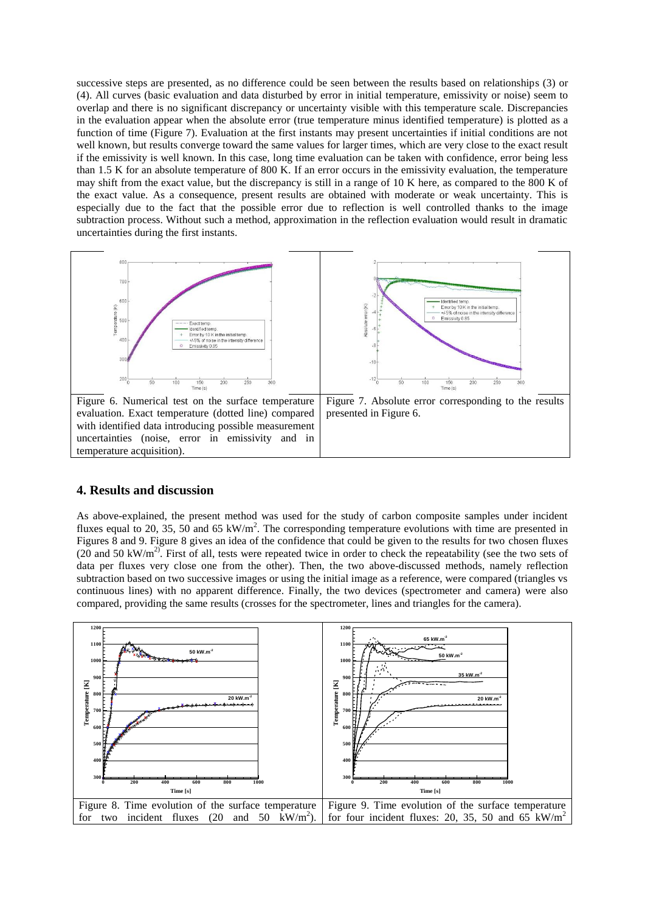successive steps are presented, as no difference could be seen between the results based on relationships (3) or (4). All curves (basic evaluation and data disturbed by error in initial temperature, emissivity or noise) seem to overlap and there is no significant discrepancy or uncertainty visible with this temperature scale. Discrepancies in the evaluation appear when the absolute error (true temperature minus identified temperature) is plotted as a function of time (Figure 7). Evaluation at the first instants may present uncertainties if initial conditions are not well known, but results converge toward the same values for larger times, which are very close to the exact result if the emissivity is well known. In this case, long time evaluation can be taken with confidence, error being less than 1.5 K for an absolute temperature of 800 K. If an error occurs in the emissivity evaluation, the temperature may shift from the exact value, but the discrepancy is still in a range of 10 K here, as compared to the 800 K of the exact value. As a consequence, present results are obtained with moderate or weak uncertainty. This is especially due to the fact that the possible error due to reflection is well controlled thanks to the image subtraction process. Without such a method, approximation in the reflection evaluation would result in dramatic uncertainties during the first instants.

Figure 6. Numerical test on the surface temperature evaluation. Exact temperature (dotted line) compared with identified data introducing possible measurement uncertainties (noise, error in emissivity and in temperature acquisition).

Figure 7. Absolute error corresponding to the results presented in Figure 6.

## 4. Results and discussion

As above-explained, the present method was used for the study of carbon composite samples under incident fluxes equal to 20, 35, 50 and 65 kW/m$^2$. The corresponding temperature evolutions with time are presented in Figures 8 and 9. Figure 8 gives an idea of the confidence that could be given to the results for two chosen fluxes (20 and 50 kW/m$^2$). First of all, tests were repeated twice in order to check the repeatability (see the two sets of data per fluxes very close one from the other). Then, the two above-discussed methods, namely reflection subtraction based on two successive images or using the initial image as a reference, were compared (triangles vs continuous lines) with no apparent difference. Finally, the two devices (spectrometer and camera) were also compared, providing the same results (crosses for the spectrometer, lines and triangles for the camera).

Figure 8. Time evolution of the surface temperature for two incident fluxes (20 and 50 kW/m$^2$).

Figure 9. Time evolution of the surface temperature for four incident fluxes: 20, 35, 50 and 65 kW/m$^2$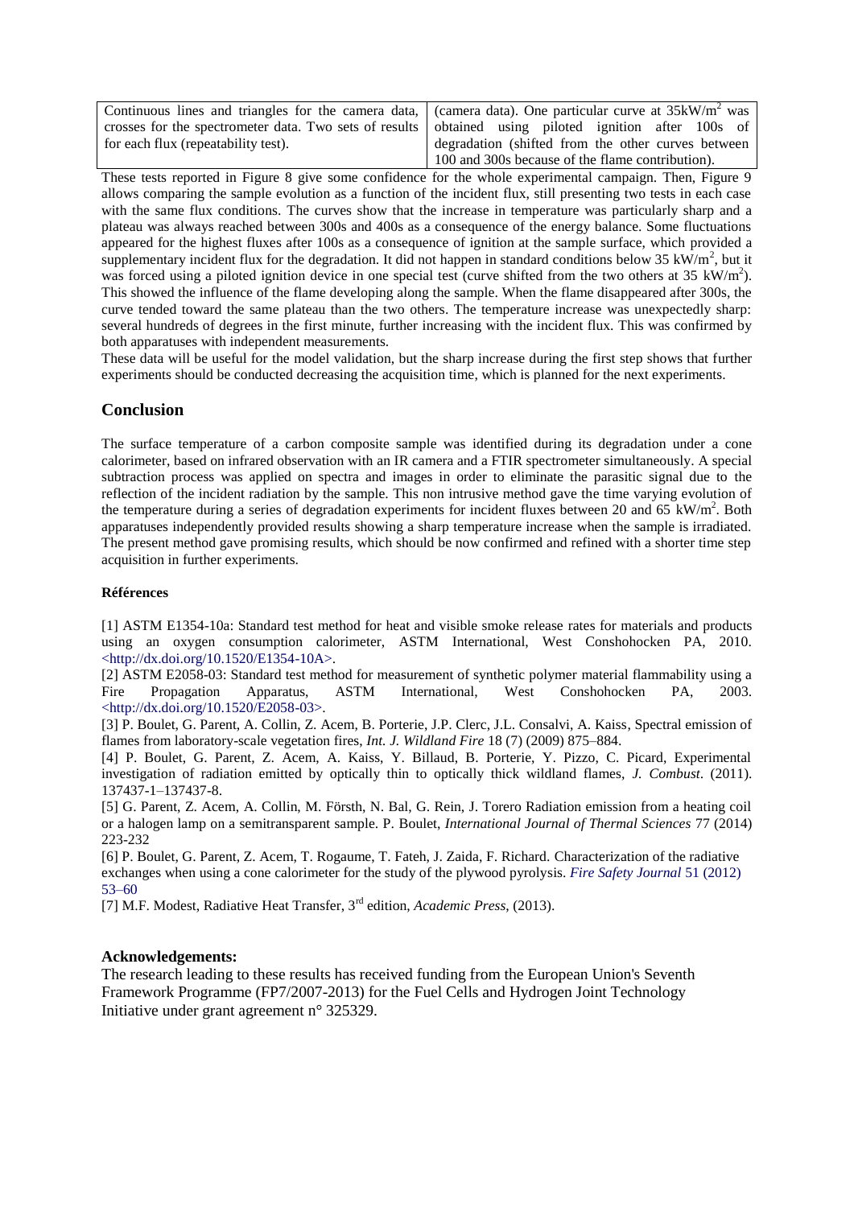| | |
|---|---|
| Continuous lines and triangles for the camera data, crosses for the spectrometer data. Two sets of results for each flux (repeatability test). | (camera data). One particular curve at $35 kW/m^2$ was obtained using piloted ignition after 100s of degradation (shifted from the other curves between 100 and 300s because of the flame contribution). |

These tests reported in Figure 8 give some confidence for the whole experimental campaign. Then, Figure 9 allows comparing the sample evolution as a function of the incident flux, still presenting two tests in each case with the same flux conditions. The curves show that the increase in temperature was particularly sharp and a plateau was always reached between 300s and 400s as a consequence of the energy balance. Some fluctuations appeared for the highest fluxes after 100s as a consequence of ignition at the sample surface, which provided a supplementary incident flux for the degradation. It did not happen in standard conditions below $35 kW/m^2$, but it was forced using a piloted ignition device in one special test (curve shifted from the two others at $35 kW/m^2$). This showed the influence of the flame developing along the sample. When the flame disappeared after 300s, the curve tended toward the same plateau than the two others. The temperature increase was unexpectedly sharp: several hundreds of degrees in the first minute, further increasing with the incident flux. This was confirmed by both apparatuses with independent measurements.

These data will be useful for the model validation, but the sharp increase during the first step shows that further experiments should be conducted decreasing the acquisition time, which is planned for the next experiments.

## Conclusion

The surface temperature of a carbon composite sample was identified during its degradation under a cone calorimeter, based on infrared observation with an IR camera and a FTIR spectrometer simultaneously. A special subtraction process was applied on spectra and images in order to eliminate the parasitic signal due to the reflection of the incident radiation by the sample. This non intrusive method gave the time varying evolution of the temperature during a series of degradation experiments for incident fluxes between 20 and $65 kW/m^2$. Both apparatuses independently provided results showing a sharp temperature increase when the sample is irradiated. The present method gave promising results, which should be now confirmed and refined with a shorter time step acquisition in further experiments.

#### Références

[1] ASTM E1354-10a: Standard test method for heat and visible smoke release rates for materials and products using an oxygen consumption calorimeter, ASTM International, West Conshohocken PA, 2010. <http://dx.doi.org/10.1520/E1354-10A>.

[2] ASTM E2058-03: Standard test method for measurement of synthetic polymer material flammability using a Fire Propagation Apparatus, ASTM International, West Conshohocken PA, 2003. <http://dx.doi.org/10.1520/E2058-03>.

[3] P. Boulet, G. Parent, A. Collin, Z. Acem, B. Porterie, J.P. Clerc, J.L. Consalvi, A. Kaiss, Spectral emission of flames from laboratory-scale vegetation fires, *Int. J. Wildland Fire* 18 (7) (2009) 875–884.

[4] P. Boulet, G. Parent, Z. Acem, A. Kaiss, Y. Billaud, B. Porterie, Y. Pizzo, C. Picard, Experimental investigation of radiation emitted by optically thin to optically thick wildland flames, *J. Combust*. (2011). 137437-1–137437-8.

[5] G. Parent, Z. Acem, A. Collin, M. Försth, N. Bal, G. Rein, J. Torero Radiation emission from a heating coil or a halogen lamp on a semitransparent sample. P. Boulet, *International Journal of Thermal Sciences* 77 (2014) 223-232

[6] P. Boulet, G. Parent, Z. Acem, T. Rogaume, T. Fateh, J. Zaida, F. Richard. Characterization of the radiative exchanges when using a cone calorimeter for the study of the plywood pyrolysis. *Fire Safety Journal* 51 (2012) 53–60

[7] M.F. Modest, Radiative Heat Transfer, 3rd edition, *Academic Press*, (2013).

#### Acknowledgements:

The research leading to these results has received funding from the European Union's Seventh Framework Programme (FP7/2007-2013) for the Fuel Cells and Hydrogen Joint Technology Initiative under grant agreement n° 325329.